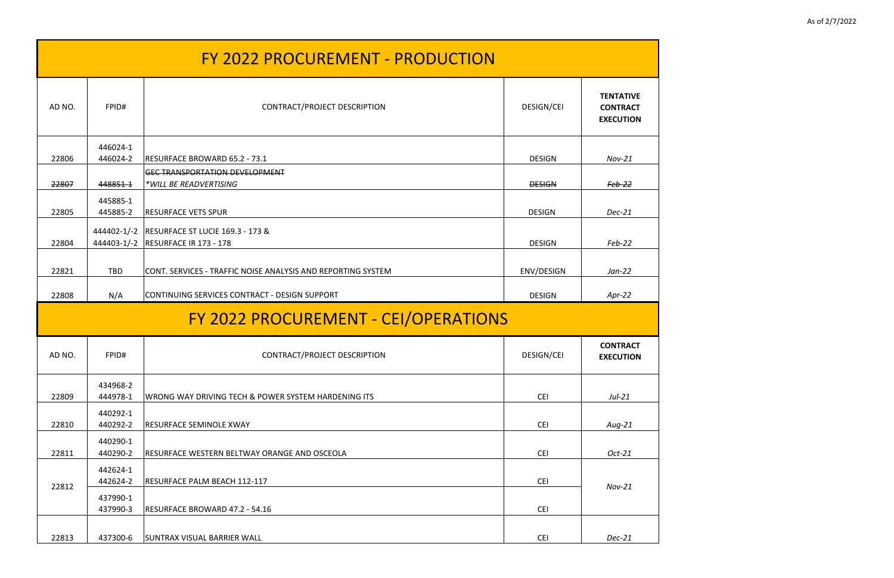As of 2/7/2022

# FY 2022 PROCUREMENT - PRODUCTION

| AD NO. | FPID# | CONTRACT/PROJECT DESCRIPTION | DESIGN/CEI | **TENTATIVE CONTRACT EXECUTION** |
|---|---|---|---|---|
| 22806 | 446024-1<br>446024-2 | RESURFACE BROWARD 65.2 - 73.1 | DESIGN | *Nov-21* |
| ~~22807~~ | ~~448851-1~~ | ~~GEC TRANSPORTATION DEVELOPMENT~~<br>~~*WILL BE READVERTISING~~ | ~~DESIGN~~ | ~~*Feb-22*~~ |
| 22805 | 445885-1<br>445885-2 | RESURFACE VETS SPUR | DESIGN | *Dec-21* |
| 22804 | 444402-1/-2<br>444403-1/-2 | RESURFACE ST LUCIE 169.3 - 173 &<br>RESURFACE IR 173 - 178 | DESIGN | *Feb-22* |
| 22821 | TBD | CONT. SERVICES - TRAFFIC NOISE ANALYSIS AND REPORTING SYSTEM | ENV/DESIGN | *Jan-22* |
| 22808 | N/A | CONTINUING SERVICES CONTRACT - DESIGN SUPPORT | DESIGN | *Apr-22* |

# FY 2022 PROCUREMENT - CEI/OPERATIONS

| AD NO. | FPID# | CONTRACT/PROJECT DESCRIPTION | DESIGN/CEI | **CONTRACT EXECUTION** |
|---|---|---|---|---|
| 22809 | 434968-2<br>444978-1 | WRONG WAY DRIVING TECH & POWER SYSTEM HARDENING ITS | CEI | *Jul-21* |
| 22810 | 440292-1<br>440292-2 | RESURFACE SEMINOLE XWAY | CEI | *Aug-21* |
| 22811 | 440290-1<br>440290-2 | RESURFACE WESTERN BELTWAY ORANGE AND OSCEOLA | CEI | *Oct-21* |
| 22812 | 442624-1<br>442624-2 | RESURFACE PALM BEACH 112-117 | CEI | *Nov-21* |
| | 437990-1<br>437990-3 | RESURFACE BROWARD 47.2 - 54.16 | CEI | |
| 22813 | 437300-6 | SUNTRAX VISUAL BARRIER WALL | CEI | *Dec-21* |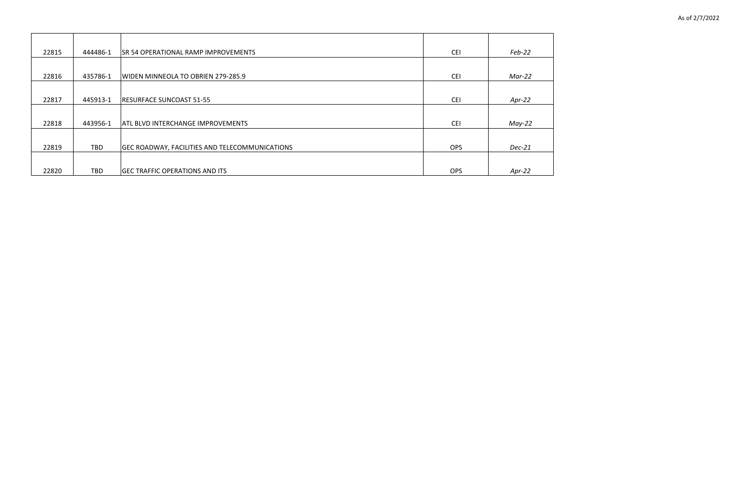| | | | | |
|---|---|---|---|---|
| 22815 | 444486-1 | SR 54 OPERATIONAL RAMP IMPROVEMENTS | CEI | *Feb-22* |
| 22816 | 435786-1 | WIDEN MINNEOLA TO OBRIEN 279-285.9 | CEI | *Mar-22* |
| 22817 | 445913-1 | RESURFACE SUNCOAST 51-55 | CEI | *Apr-22* |
| 22818 | 443956-1 | ATL BLVD INTERCHANGE IMPROVEMENTS | CEI | *May-22* |
| 22819 | TBD | GEC ROADWAY, FACILITIES AND TELECOMMUNICATIONS | OPS | *Dec-21* |
| 22820 | TBD | GEC TRAFFIC OPERATIONS AND ITS | OPS | *Apr-22* |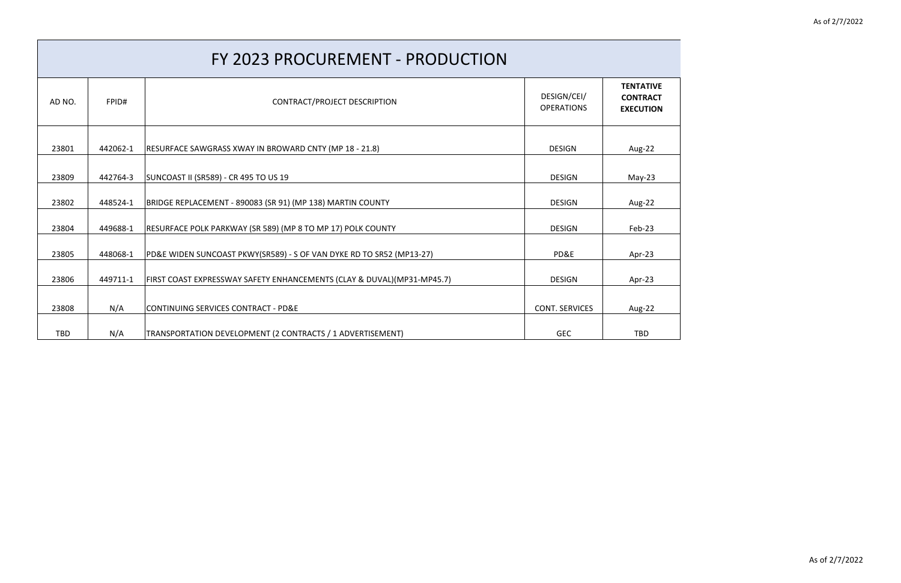# FY 2023 PROCUREMENT - PRODUCTION

| AD NO. | FPID# | CONTRACT/PROJECT DESCRIPTION | DESIGN/CEI/ OPERATIONS | **TENTATIVE CONTRACT EXECUTION** |
|---|---|---|---|---|
| 23801 | 442062-1 | RESURFACE SAWGRASS XWAY IN BROWARD CNTY (MP 18 - 21.8) | DESIGN | Aug-22 |
| 23809 | 442764-3 | SUNCOAST II (SR589) - CR 495 TO US 19 | DESIGN | May-23 |
| 23802 | 448524-1 | BRIDGE REPLACEMENT - 890083 (SR 91) (MP 138) MARTIN COUNTY | DESIGN | Aug-22 |
| 23804 | 449688-1 | RESURFACE POLK PARKWAY (SR 589) (MP 8 TO MP 17) POLK COUNTY | DESIGN | Feb-23 |
| 23805 | 448068-1 | PD&E WIDEN SUNCOAST PKWY(SR589) - S OF VAN DYKE RD TO SR52 (MP13-27) | PD&E | Apr-23 |
| 23806 | 449711-1 | FIRST COAST EXPRESSWAY SAFETY ENHANCEMENTS (CLAY & DUVAL)(MP31-MP45.7) | DESIGN | Apr-23 |
| 23808 | N/A | CONTINUING SERVICES CONTRACT - PD&E | CONT. SERVICES | Aug-22 |
| TBD | N/A | TRANSPORTATION DEVELOPMENT (2 CONTRACTS / 1 ADVERTISEMENT) | GEC | TBD |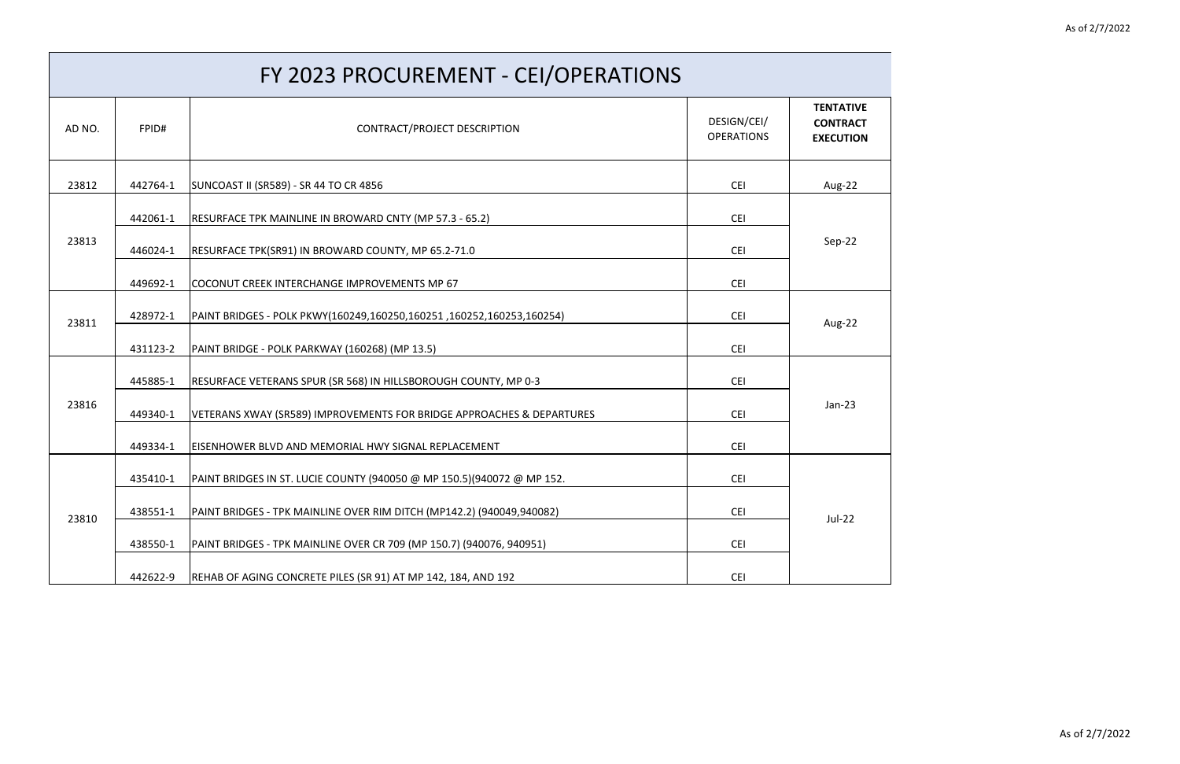# FY 2023 PROCUREMENT - CEI/OPERATIONS

| AD NO. | FPID# | CONTRACT/PROJECT DESCRIPTION | DESIGN/CEI/ OPERATIONS | TENTATIVE CONTRACT EXECUTION |
|---|---|---|---|---|
| 23812 | 442764-1 | SUNCOAST II (SR589) - SR 44 TO CR 4856 | CEI | Aug-22 |
| 23813 | 442061-1 | RESURFACE TPK MAINLINE IN BROWARD CNTY (MP 57.3 - 65.2) | CEI | Sep-22 |
| | 446024-1 | RESURFACE TPK(SR91) IN BROWARD COUNTY, MP 65.2-71.0 | CEI | |
| | 449692-1 | COCONUT CREEK INTERCHANGE IMPROVEMENTS MP 67 | CEI | |
| 23811 | 428972-1 | PAINT BRIDGES - POLK PKWY(160249,160250,160251 ,160252,160253,160254) | CEI | Aug-22 |
| | 431123-2 | PAINT BRIDGE - POLK PARKWAY (160268) (MP 13.5) | CEI | |
| 23816 | 445885-1 | RESURFACE VETERANS SPUR (SR 568) IN HILLSBOROUGH COUNTY, MP 0-3 | CEI | Jan-23 |
| | 449340-1 | VETERANS XWAY (SR589) IMPROVEMENTS FOR BRIDGE APPROACHES & DEPARTURES | CEI | |
| | 449334-1 | EISENHOWER BLVD AND MEMORIAL HWY SIGNAL REPLACEMENT | CEI | |
| 23810 | 435410-1 | PAINT BRIDGES IN ST. LUCIE COUNTY (940050 @ MP 150.5)(940072 @ MP 152. | CEI | Jul-22 |
| | 438551-1 | PAINT BRIDGES - TPK MAINLINE OVER RIM DITCH (MP142.2) (940049,940082) | CEI | |
| | 438550-1 | PAINT BRIDGES - TPK MAINLINE OVER CR 709 (MP 150.7) (940076, 940951) | CEI | |
| | 442622-9 | REHAB OF AGING CONCRETE PILES (SR 91) AT MP 142, 184, AND 192 | CEI | |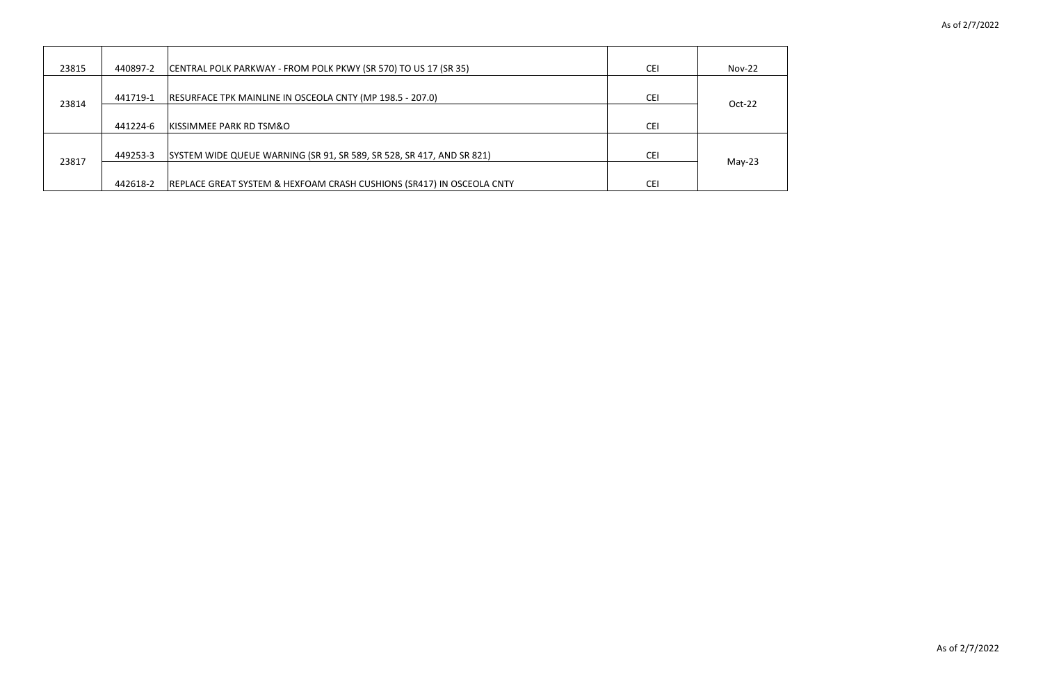| | | | | |
|---|---|---|---|---|
| 23815 | 440897-2 | CENTRAL POLK PARKWAY - FROM POLK PKWY (SR 570) TO US 17 (SR 35) | CEI | Nov-22 |
| 23814 | 441719-1 | RESURFACE TPK MAINLINE IN OSCEOLA CNTY (MP 198.5 - 207.0) | CEI | Oct-22 |
| | 441224-6 | KISSIMMEE PARK RD TSM&O | CEI | |
| 23817 | 449253-3 | SYSTEM WIDE QUEUE WARNING (SR 91, SR 589, SR 528, SR 417, AND SR 821) | CEI | May-23 |
| | 442618-2 | REPLACE GREAT SYSTEM & HEXFOAM CRASH CUSHIONS (SR417) IN OSCEOLA CNTY | CEI | |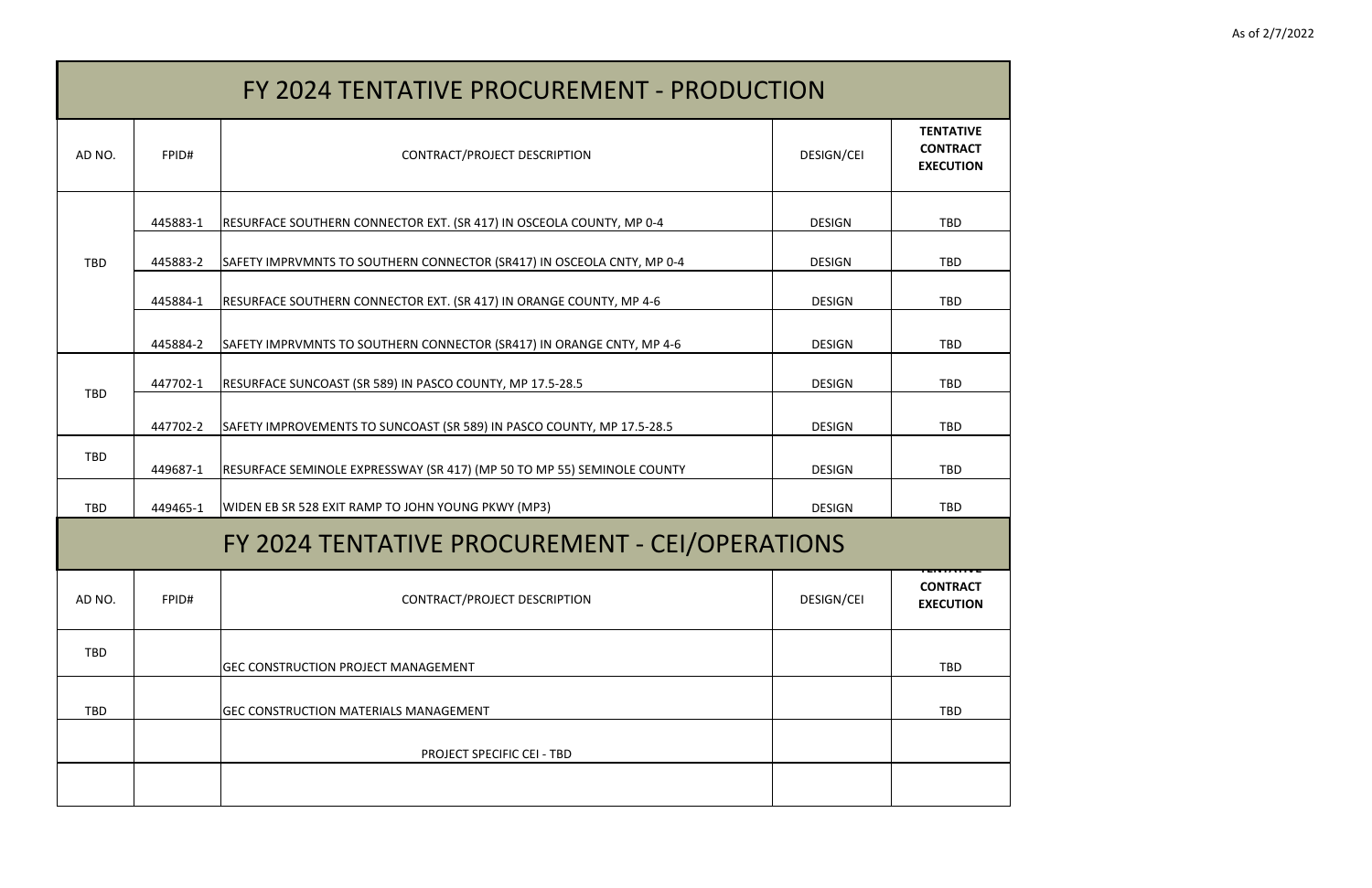As of 2/7/2022

## FY 2024 TENTATIVE PROCUREMENT - PRODUCTION

| AD NO. | FPID# | CONTRACT/PROJECT DESCRIPTION | DESIGN/CEI | TENTATIVE CONTRACT EXECUTION |
|---|---|---|---|---|
| TBD | 445883-1 | RESURFACE SOUTHERN CONNECTOR EXT. (SR 417) IN OSCEOLA COUNTY, MP 0-4 | DESIGN | TBD |
| | 445883-2 | SAFETY IMPRVMNTS TO SOUTHERN CONNECTOR (SR417) IN OSCEOLA CNTY, MP 0-4 | DESIGN | TBD |
| | 445884-1 | RESURFACE SOUTHERN CONNECTOR EXT. (SR 417) IN ORANGE COUNTY, MP 4-6 | DESIGN | TBD |
| | 445884-2 | SAFETY IMPRVMNTS TO SOUTHERN CONNECTOR (SR417) IN ORANGE CNTY, MP 4-6 | DESIGN | TBD |
| TBD | 447702-1 | RESURFACE SUNCOAST (SR 589) IN PASCO COUNTY, MP 17.5-28.5 | DESIGN | TBD |
| | 447702-2 | SAFETY IMPROVEMENTS TO SUNCOAST (SR 589) IN PASCO COUNTY, MP 17.5-28.5 | DESIGN | TBD |
| TBD | 449687-1 | RESURFACE SEMINOLE EXPRESSWAY (SR 417) (MP 50 TO MP 55) SEMINOLE COUNTY | DESIGN | TBD |
| TBD | 449465-1 | WIDEN EB SR 528 EXIT RAMP TO JOHN YOUNG PKWY (MP3) | DESIGN | TBD |

## FY 2024 TENTATIVE PROCUREMENT - CEI/OPERATIONS

| AD NO. | FPID# | CONTRACT/PROJECT DESCRIPTION | DESIGN/CEI | TENTATIVE CONTRACT EXECUTION |
|---|---|---|---|---|
| TBD | | GEC CONSTRUCTION PROJECT MANAGEMENT | | TBD |
| TBD | | GEC CONSTRUCTION MATERIALS MANAGEMENT | | TBD |
| | | PROJECT SPECIFIC CEI - TBD | | |
| | | | | |